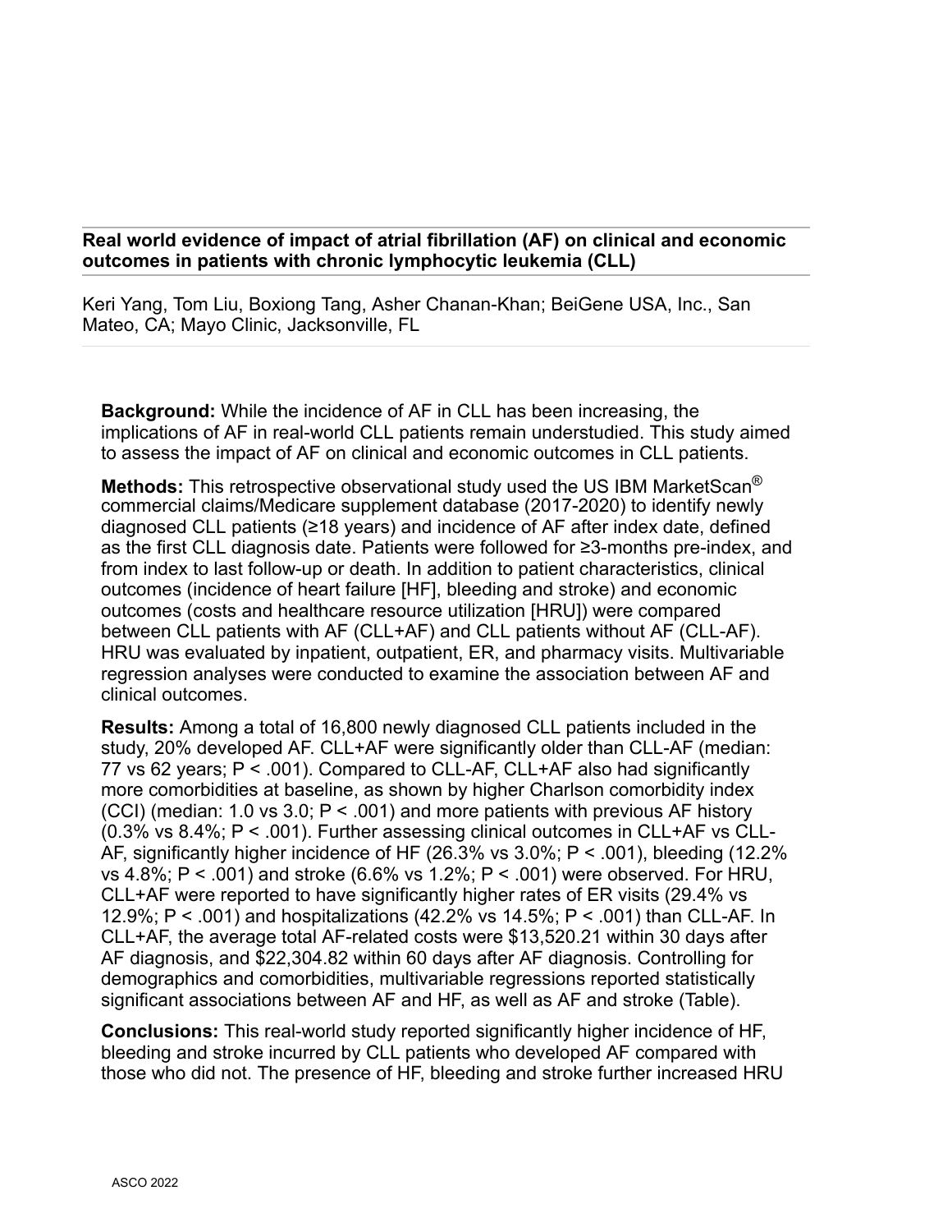## Real world evidence of impact of atrial fibrillation (AF) on clinical and economic outcomes in patients with chronic lymphocytic leukemia (CLL)

Keri Yang, Tom Liu, Boxiong Tang, Asher Chanan-Khan; BeiGene USA, Inc., San Mateo, CA; Mayo Clinic, Jacksonville, FL

**Background:** While the incidence of AF in CLL has been increasing, the implications of AF in real-world CLL patients remain understudied. This study aimed to assess the impact of AF on clinical and economic outcomes in CLL patients.

**Methods:** This retrospective observational study used the US IBM MarketScan® commercial claims/Medicare supplement database (2017-2020) to identify newly diagnosed CLL patients (≥18 years) and incidence of AF after index date, defined as the first CLL diagnosis date. Patients were followed for ≥3-months pre-index, and from index to last follow-up or death. In addition to patient characteristics, clinical outcomes (incidence of heart failure [HF], bleeding and stroke) and economic outcomes (costs and healthcare resource utilization [HRU]) were compared between CLL patients with AF (CLL+AF) and CLL patients without AF (CLL-AF). HRU was evaluated by inpatient, outpatient, ER, and pharmacy visits. Multivariable regression analyses were conducted to examine the association between AF and clinical outcomes.

**Results:** Among a total of 16,800 newly diagnosed CLL patients included in the study, 20% developed AF. CLL+AF were significantly older than CLL-AF (median: 77 vs 62 years; $P < .001$). Compared to CLL-AF, CLL+AF also had significantly more comorbidities at baseline, as shown by higher Charlson comorbidity index (CCI) (median: 1.0 vs 3.0; $P < .001$) and more patients with previous AF history (0.3% vs 8.4%; $P < .001$). Further assessing clinical outcomes in CLL+AF vs CLL-AF, significantly higher incidence of HF (26.3% vs 3.0%; $P < .001$), bleeding (12.2% vs 4.8%; $P < .001$) and stroke (6.6% vs 1.2%; $P < .001$) were observed. For HRU, CLL+AF were reported to have significantly higher rates of ER visits (29.4% vs 12.9%; $P < .001$) and hospitalizations (42.2% vs 14.5%; $P < .001$) than CLL-AF. In CLL+AF, the average total AF-related costs were $13,520.21 within 30 days after AF diagnosis, and $22,304.82 within 60 days after AF diagnosis. Controlling for demographics and comorbidities, multivariable regressions reported statistically significant associations between AF and HF, as well as AF and stroke (Table).

**Conclusions:** This real-world study reported significantly higher incidence of HF, bleeding and stroke incurred by CLL patients who developed AF compared with those who did not. The presence of HF, bleeding and stroke further increased HRU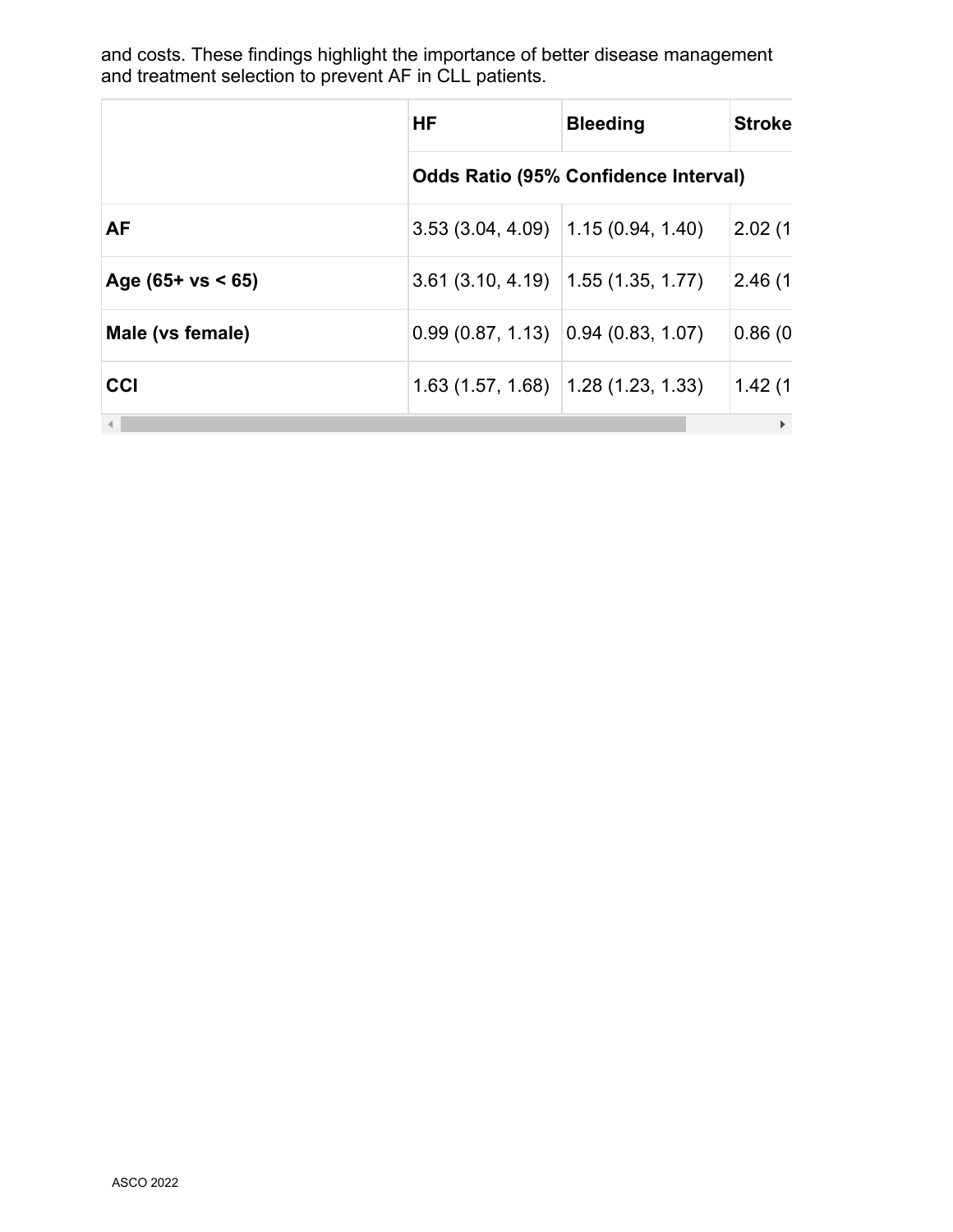and costs. These findings highlight the importance of better disease management and treatment selection to prevent AF in CLL patients.

| | HF | Bleeding | Stroke |
|---|---|---|---|
| | Odds Ratio (95% Confidence Interval) | | |
| **AF** | 3.53 (3.04, 4.09) | 1.15 (0.94, 1.40) | 2.02 (1 |
| **Age (65+ vs < 65)** | 3.61 (3.10, 4.19) | 1.55 (1.35, 1.77) | 2.46 (1 |
| **Male (vs female)** | 0.99 (0.87, 1.13) | 0.94 (0.83, 1.07) | 0.86 (0 |
| **CCI** | 1.63 (1.57, 1.68) | 1.28 (1.23, 1.33) | 1.42 (1 |